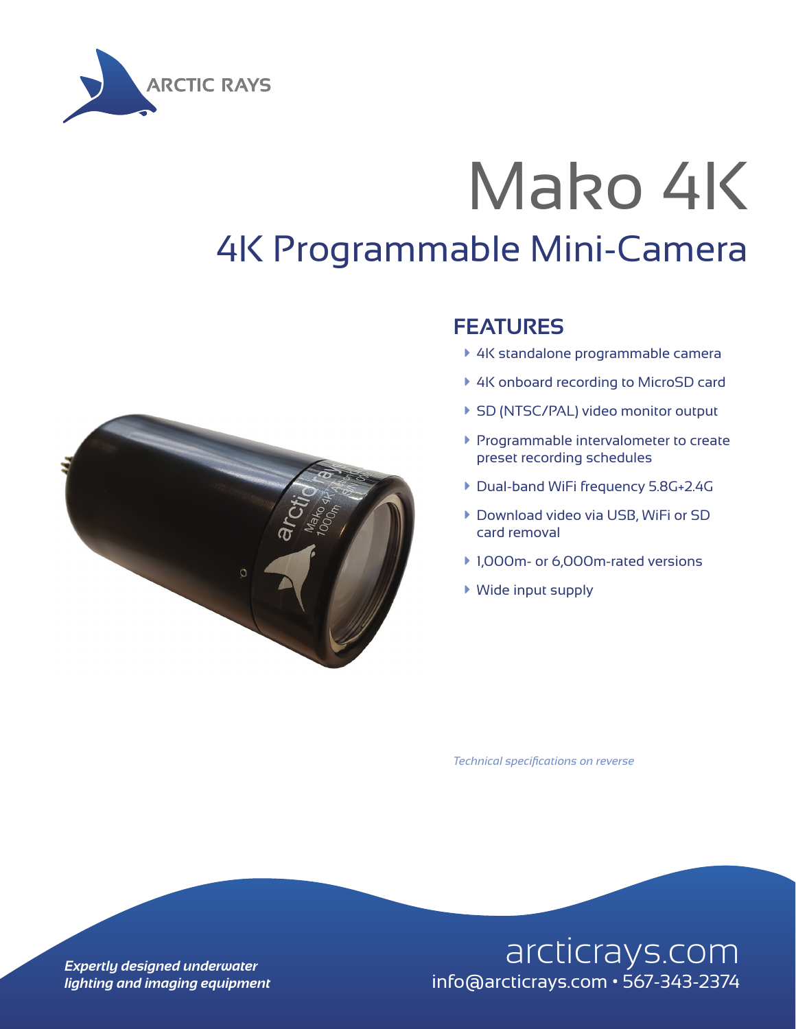ARCTIC RAYS

# Mako 4K

## 4K Programmable Mini-Camera

### FEATURES

- 4K standalone programmable camera
- 4K onboard recording to MicroSD card
- SD (NTSC/PAL) video monitor output
- Programmable intervalometer to create preset recording schedules
- Dual-band WiFi frequency 5.8G+2.4G
- Download video via USB, WiFi or SD card removal
- 1,000m- or 6,000m-rated versions
- Wide input supply

*Technical specifications on reverse*

***Expertly designed underwater lighting and imaging equipment***

arcticrays.com
info@arcticrays.com • 567-343-2374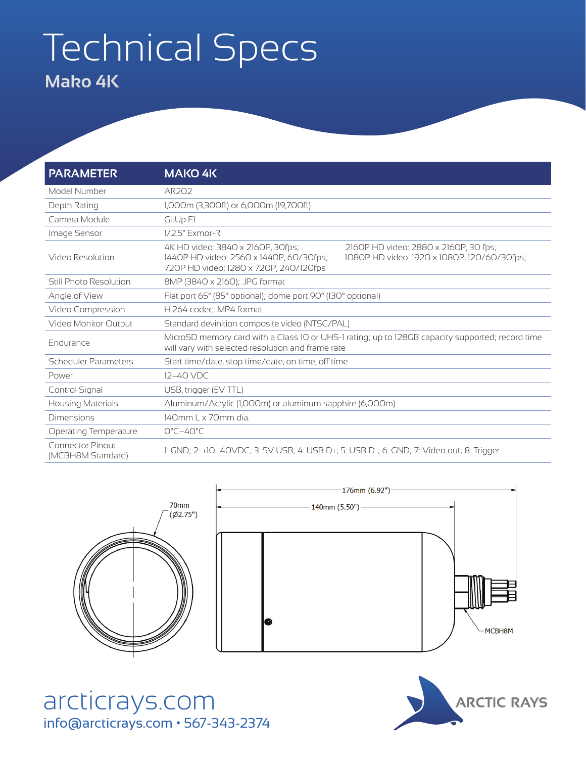# Technical Specs

## Mako 4K

| PARAMETER | MAKO 4K |
| --- | --- |
| Model Number | AR202 |
| Depth Rating | 1,000m (3,300ft) or 6,000m (19,700ft) |
| Camera Module | GitUp F1 |
| Image Sensor | 1/2.5" Exmor-R |
| Video Resolution | 4K HD video: 3840 x 2160P, 30fps; 1440P HD video: 2560 x 1440P, 60/30fps; 720P HD video: 1280 x 720P, 240/120fps; 2160P HD video: 2880 x 2160P, 30 fps; 1080P HD video: 1920 x 1080P, 120/60/30fps; |
| Still Photo Resolution | 8MP (3840 x 2160); JPG format |
| Angle of View | Flat port 65° (85° optional); dome port 90° (130° optional) |
| Video Compression | H.264 codec; MP4 format |
| Video Monitor Output | Standard devinition composite video (NTSC/PAL) |
| Endurance | MicroSD memory card with a Class 10 or UHS-1 rating; up to 128GB capacity supported; record time will vary with selected resolution and frame rate |
| Scheduler Parameters | Start time/date, stop time/date, on time, off time |
| Power | 12–40 VDC |
| Control Signal | USB, trigger (5V TTL) |
| Housing Materials | Aluminum/Acrylic (1,000m) or aluminum sapphire (6,000m) |
| Dimensions | 140mm L x 70mm dia. |
| Operating Temperature | 0°C–40°C |
| Connector Pinout (MCBH8M Standard) | 1: GND; 2: +10–40VDC; 3: 5V USB; 4: USB D+; 5: USB D-; 6: GND; 7: Video out; 8: Trigger |

70mm (Ø2.75")

176mm (6.92")

140mm (5.50")

MCBH8M

arcticrays.com

info@arcticrays.com • 567-343-2374

ARCTIC RAYS